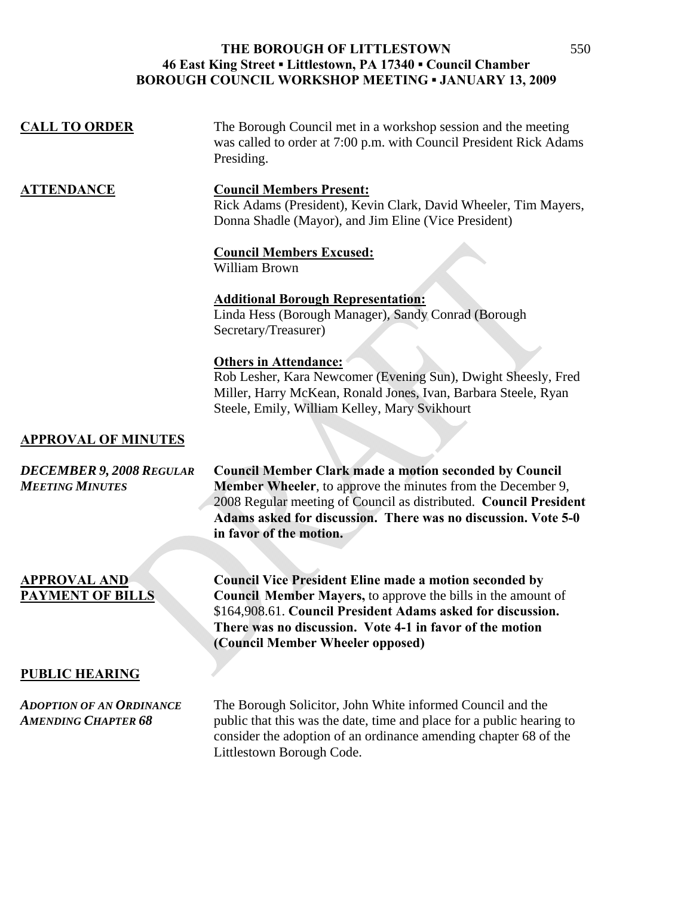# THE BOROUGH OF LITTLESTOWN

**46 East King Street ▪ Littlestown, PA 17340 ▪ Council Chamber**
**BOROUGH COUNCIL WORKSHOP MEETING ▪ JANUARY 13, 2009**

## CALL TO ORDER

The Borough Council met in a workshop session and the meeting was called to order at 7:00 p.m. with Council President Rick Adams Presiding.

## ATTENDANCE

**Council Members Present:**
Rick Adams (President), Kevin Clark, David Wheeler, Tim Mayers, Donna Shadle (Mayor), and Jim Eline (Vice President)

**Council Members Excused:**
William Brown

**Additional Borough Representation:**
Linda Hess (Borough Manager), Sandy Conrad (Borough Secretary/Treasurer)

**Others in Attendance:**
Rob Lesher, Kara Newcomer (Evening Sun), Dwight Sheesly, Fred Miller, Harry McKean, Ronald Jones, Ivan, Barbara Steele, Ryan Steele, Emily, William Kelley, Mary Svikhourt

## APPROVAL OF MINUTES

***DECEMBER 9, 2008 REGULAR MEETING MINUTES***

**Council Member Clark made a motion seconded by Council Member Wheeler**, to approve the minutes from the December 9, 2008 Regular meeting of Council as distributed. **Council President Adams asked for discussion. There was no discussion. Vote 5-0 in favor of the motion.**

## APPROVAL AND PAYMENT OF BILLS

**Council Vice President Eline made a motion seconded by Council Member Mayers,** to approve the bills in the amount of $164,908.61. **Council President Adams asked for discussion. There was no discussion. Vote 4-1 in favor of the motion (Council Member Wheeler opposed)**

## PUBLIC HEARING

***ADOPTION OF AN ORDINANCE AMENDING CHAPTER 68***

The Borough Solicitor, John White informed Council and the public that this was the date, time and place for a public hearing to consider the adoption of an ordinance amending chapter 68 of the Littlestown Borough Code.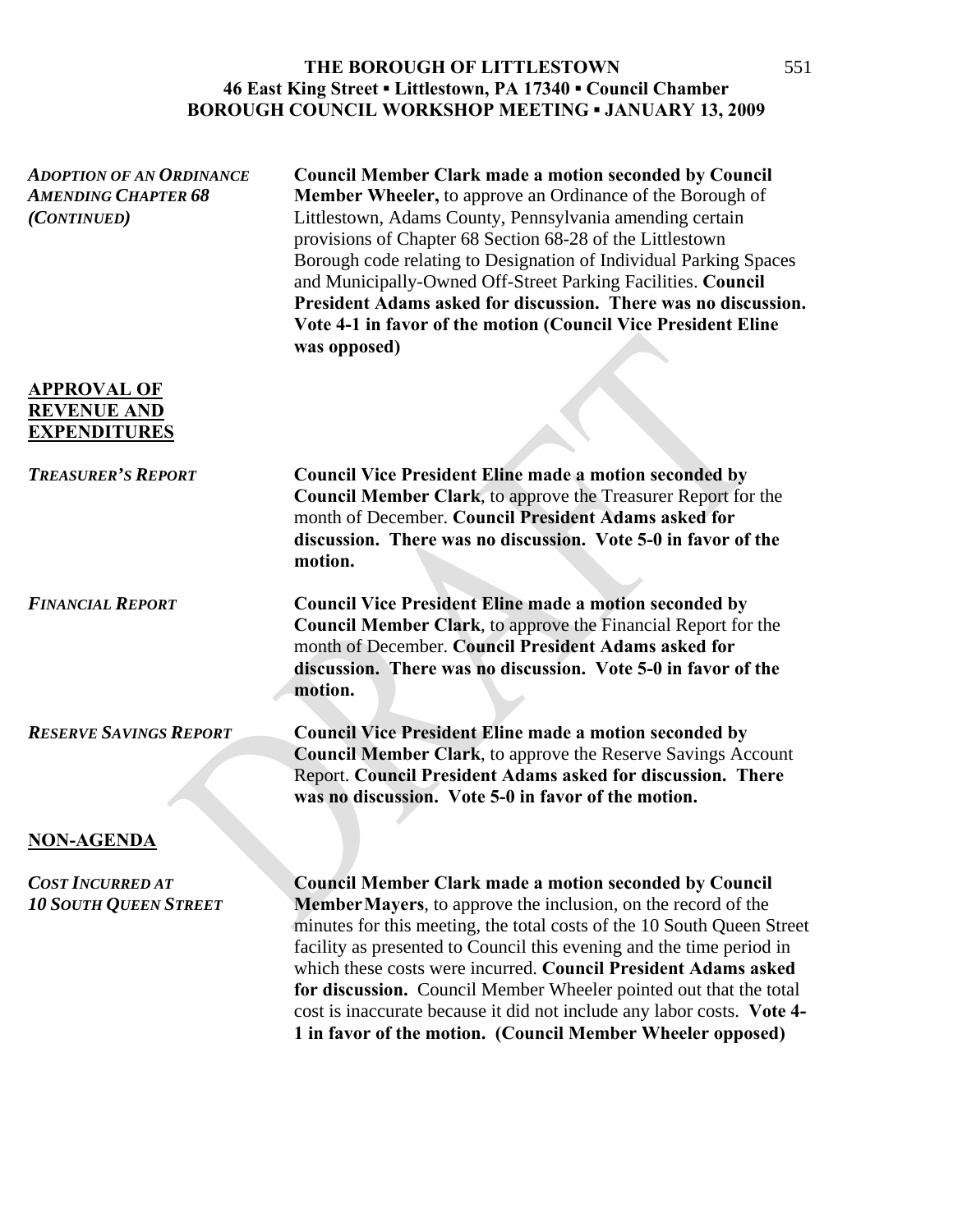***ADOPTION OF AN ORDINANCE AMENDING CHAPTER 68 (CONTINUED)***

**Council Member Clark made a motion seconded by Council Member Wheeler,** to approve an Ordinance of the Borough of Littlestown, Adams County, Pennsylvania amending certain provisions of Chapter 68 Section 68-28 of the Littlestown Borough code relating to Designation of Individual Parking Spaces and Municipally-Owned Off-Street Parking Facilities. **Council President Adams asked for discussion. There was no discussion. Vote 4-1 in favor of the motion (Council Vice President Eline was opposed)**

## APPROVAL OF REVENUE AND EXPENDITURES

***TREASURER'S REPORT***

**Council Vice President Eline made a motion seconded by Council Member Clark**, to approve the Treasurer Report for the month of December. **Council President Adams asked for discussion. There was no discussion. Vote 5-0 in favor of the motion.**

***FINANCIAL REPORT***

**Council Vice President Eline made a motion seconded by Council Member Clark**, to approve the Financial Report for the month of December. **Council President Adams asked for discussion. There was no discussion. Vote 5-0 in favor of the motion.**

***RESERVE SAVINGS REPORT***

**Council Vice President Eline made a motion seconded by Council Member Clark**, to approve the Reserve Savings Account Report. **Council President Adams asked for discussion. There was no discussion. Vote 5-0 in favor of the motion.**

## NON-AGENDA

***COST INCURRED AT 10 SOUTH QUEEN STREET***

**Council Member Clark made a motion seconded by Council Member Mayers**, to approve the inclusion, on the record of the minutes for this meeting, the total costs of the 10 South Queen Street facility as presented to Council this evening and the time period in which these costs were incurred. **Council President Adams asked for discussion.** Council Member Wheeler pointed out that the total cost is inaccurate because it did not include any labor costs. **Vote 4-1 in favor of the motion. (Council Member Wheeler opposed)**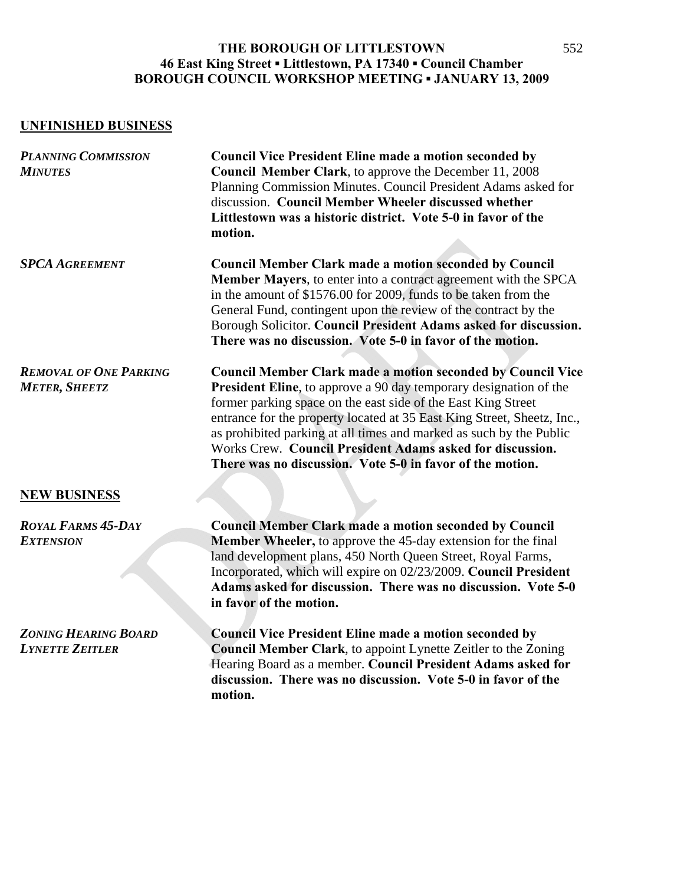**THE BOROUGH OF LITTLESTOWN**
**46 East King Street ▪ Littlestown, PA 17340 ▪ Council Chamber**
**BOROUGH COUNCIL WORKSHOP MEETING ▪ JANUARY 13, 2009**

## UNFINISHED BUSINESS

***PLANNING COMMISSION MINUTES***

**Council Vice President Eline made a motion seconded by Council Member Clark**, to approve the December 11, 2008 Planning Commission Minutes. Council President Adams asked for discussion. **Council Member Wheeler discussed whether Littlestown was a historic district. Vote 5-0 in favor of the motion.**

***SPCA AGREEMENT***

**Council Member Clark made a motion seconded by Council Member Mayers**, to enter into a contract agreement with the SPCA in the amount of $1576.00 for 2009, funds to be taken from the General Fund, contingent upon the review of the contract by the Borough Solicitor. **Council President Adams asked for discussion. There was no discussion. Vote 5-0 in favor of the motion.**

***REMOVAL OF ONE PARKING METER, SHEETZ***

**Council Member Clark made a motion seconded by Council Vice President Eline**, to approve a 90 day temporary designation of the former parking space on the east side of the East King Street entrance for the property located at 35 East King Street, Sheetz, Inc., as prohibited parking at all times and marked as such by the Public Works Crew. **Council President Adams asked for discussion. There was no discussion. Vote 5-0 in favor of the motion.**

## NEW BUSINESS

***ROYAL FARMS 45-DAY EXTENSION***

**Council Member Clark made a motion seconded by Council Member Wheeler,** to approve the 45-day extension for the final land development plans, 450 North Queen Street, Royal Farms, Incorporated, which will expire on 02/23/2009. **Council President Adams asked for discussion. There was no discussion. Vote 5-0 in favor of the motion.**

***ZONING HEARING BOARD LYNETTE ZEITLER***

**Council Vice President Eline made a motion seconded by Council Member Clark**, to appoint Lynette Zeitler to the Zoning Hearing Board as a member. **Council President Adams asked for discussion. There was no discussion. Vote 5-0 in favor of the motion.**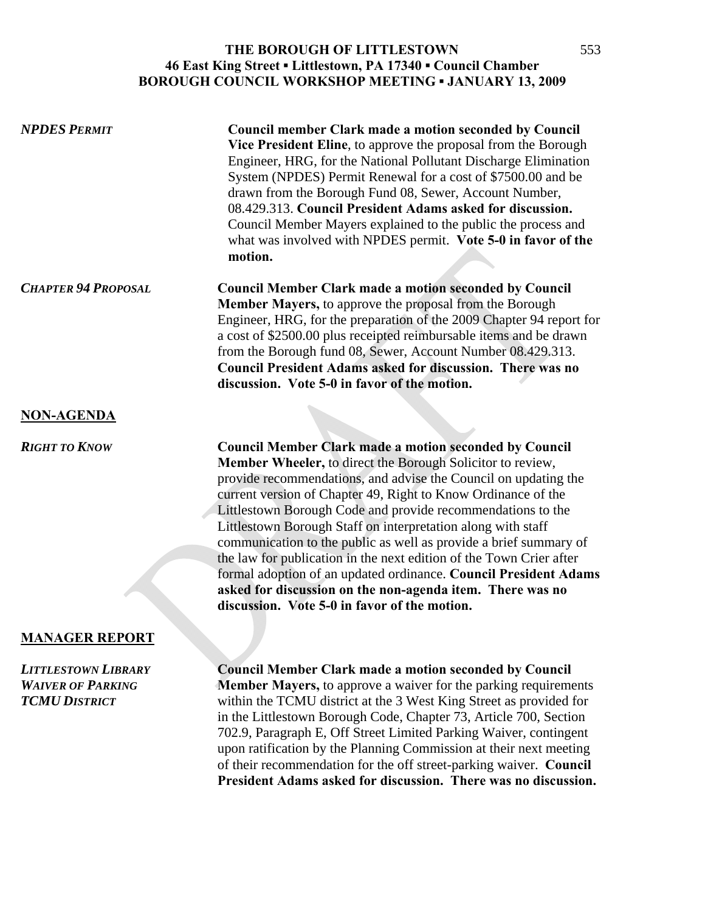*NPDES PERMIT*

**Council member Clark made a motion seconded by Council Vice President Eline**, to approve the proposal from the Borough Engineer, HRG, for the National Pollutant Discharge Elimination System (NPDES) Permit Renewal for a cost of $7500.00 and be drawn from the Borough Fund 08, Sewer, Account Number, 08.429.313. **Council President Adams asked for discussion.** Council Member Mayers explained to the public the process and what was involved with NPDES permit. **Vote 5-0 in favor of the motion.**

*CHAPTER 94 PROPOSAL*

**Council Member Clark made a motion seconded by Council Member Mayers,** to approve the proposal from the Borough Engineer, HRG, for the preparation of the 2009 Chapter 94 report for a cost of $2500.00 plus receipted reimbursable items and be drawn from the Borough fund 08, Sewer, Account Number 08.429.313. **Council President Adams asked for discussion. There was no discussion. Vote 5-0 in favor of the motion.**

## NON-AGENDA

*RIGHT TO KNOW*

**Council Member Clark made a motion seconded by Council Member Wheeler,** to direct the Borough Solicitor to review, provide recommendations, and advise the Council on updating the current version of Chapter 49, Right to Know Ordinance of the Littlestown Borough Code and provide recommendations to the Littlestown Borough Staff on interpretation along with staff communication to the public as well as provide a brief summary of the law for publication in the next edition of the Town Crier after formal adoption of an updated ordinance. **Council President Adams asked for discussion on the non-agenda item. There was no discussion. Vote 5-0 in favor of the motion.**

## MANAGER REPORT

*LITTLESTOWN LIBRARY WAIVER OF PARKING TCMU DISTRICT*

**Council Member Clark made a motion seconded by Council Member Mayers,** to approve a waiver for the parking requirements within the TCMU district at the 3 West King Street as provided for in the Littlestown Borough Code, Chapter 73, Article 700, Section 702.9, Paragraph E, Off Street Limited Parking Waiver, contingent upon ratification by the Planning Commission at their next meeting of their recommendation for the off street-parking waiver. **Council President Adams asked for discussion. There was no discussion.**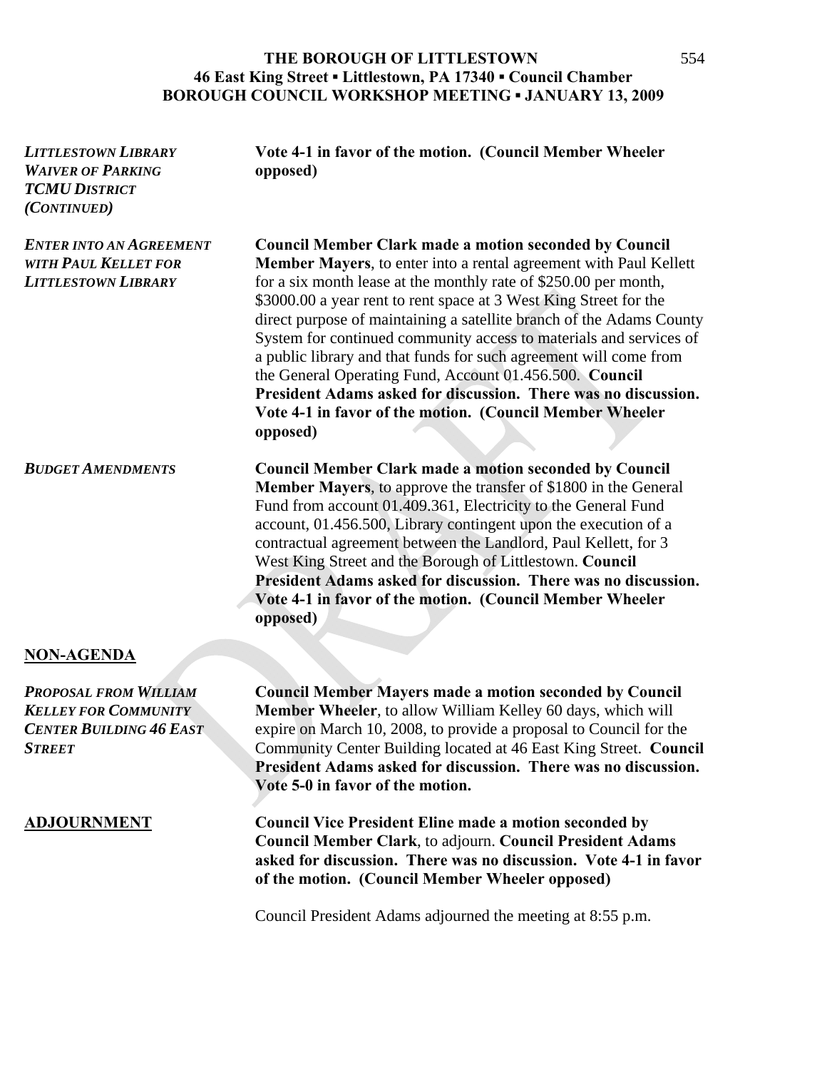# THE BOROUGH OF LITTLESTOWN
**46 East King Street ▪ Littlestown, PA 17340 ▪ Council Chamber**
**BOROUGH COUNCIL WORKSHOP MEETING ▪ JANUARY 13, 2009**

***LITTLESTOWN LIBRARY WAIVER OF PARKING TCMU DISTRICT (CONTINUED)***

**Vote 4-1 in favor of the motion. (Council Member Wheeler opposed)**

***ENTER INTO AN AGREEMENT WITH PAUL KELLET FOR LITTLESTOWN LIBRARY***

**Council Member Clark made a motion seconded by Council Member Mayers**, to enter into a rental agreement with Paul Kellett for a six month lease at the monthly rate of $250.00 per month, $3000.00 a year rent to rent space at 3 West King Street for the direct purpose of maintaining a satellite branch of the Adams County System for continued community access to materials and services of a public library and that funds for such agreement will come from the General Operating Fund, Account 01.456.500. **Council President Adams asked for discussion. There was no discussion. Vote 4-1 in favor of the motion. (Council Member Wheeler opposed)**

***BUDGET AMENDMENTS***

**Council Member Clark made a motion seconded by Council Member Mayers**, to approve the transfer of $1800 in the General Fund from account 01.409.361, Electricity to the General Fund account, 01.456.500, Library contingent upon the execution of a contractual agreement between the Landlord, Paul Kellett, for 3 West King Street and the Borough of Littlestown. **Council President Adams asked for discussion. There was no discussion. Vote 4-1 in favor of the motion. (Council Member Wheeler opposed)**

## NON-AGENDA

***PROPOSAL FROM WILLIAM KELLEY FOR COMMUNITY CENTER BUILDING 46 EAST STREET***

**Council Member Mayers made a motion seconded by Council Member Wheeler**, to allow William Kelley 60 days, which will expire on March 10, 2008, to provide a proposal to Council for the Community Center Building located at 46 East King Street. **Council President Adams asked for discussion. There was no discussion. Vote 5-0 in favor of the motion.**

## ADJOURNMENT

**Council Vice President Eline made a motion seconded by Council Member Clark**, to adjourn. **Council President Adams asked for discussion. There was no discussion. Vote 4-1 in favor of the motion. (Council Member Wheeler opposed)**

Council President Adams adjourned the meeting at 8:55 p.m.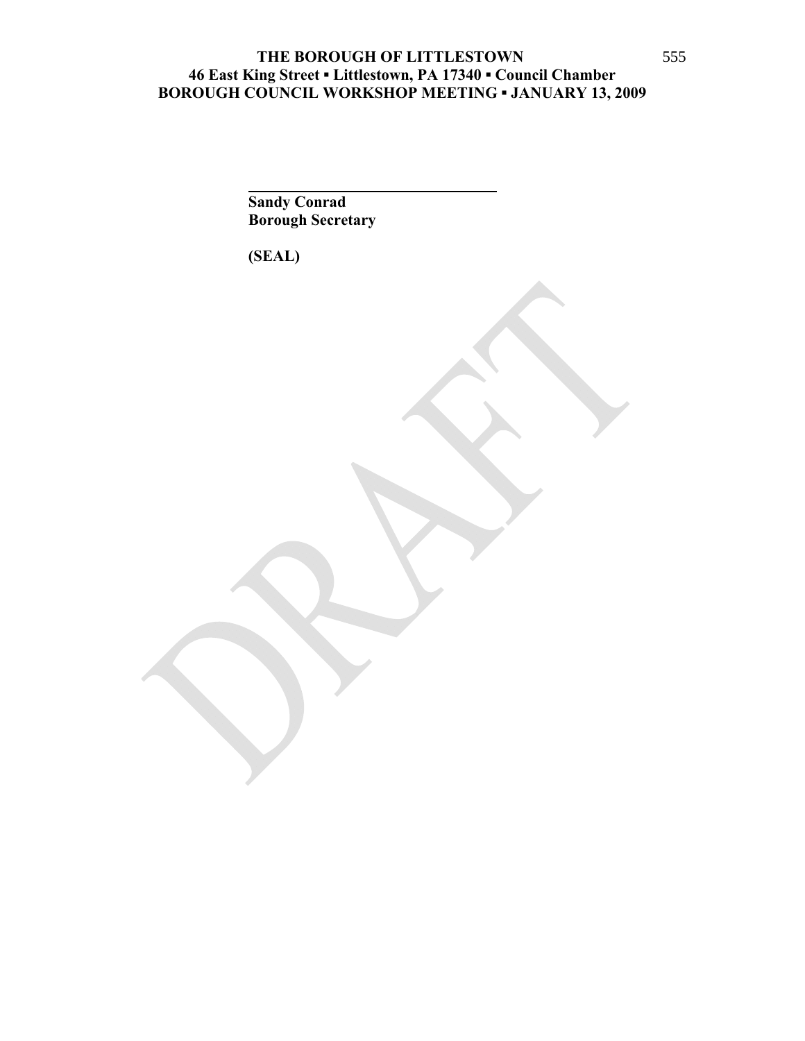\_\_\_\_\_\_\_\_\_\_\_\_\_\_\_\_\_\_\_\_\_\_\_\_\_\_\_\_\_\_\_\_

**Sandy Conrad**
**Borough Secretary**

**(SEAL)**